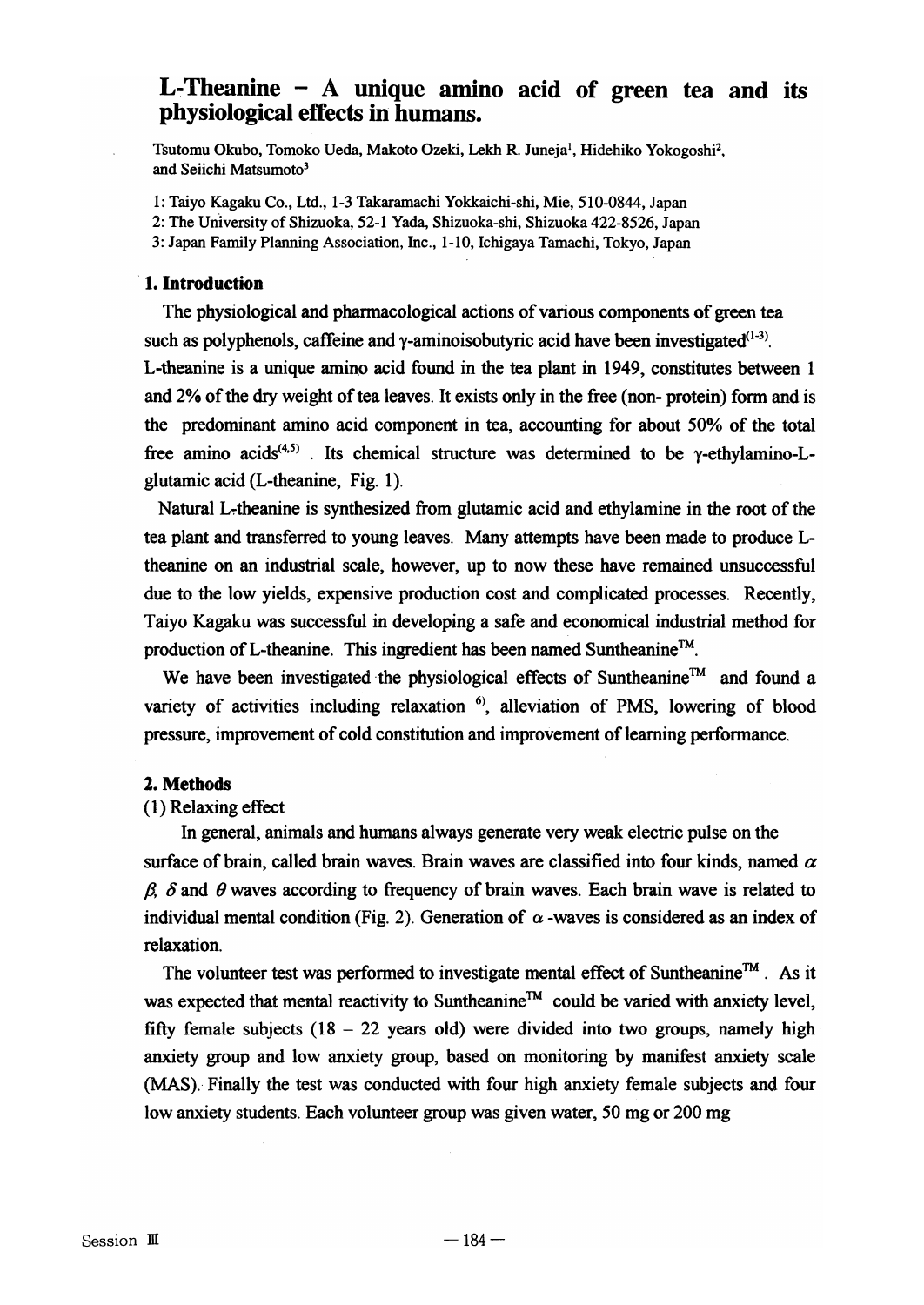# L-Theanine – A unique amino acid of green tea and its physiological effects in humans.

Tsutomu Okubo, Tomoko Ueda, Makoto Ozeki, Lekh R. Juneja[1], Hidehiko Yokogoshi[2], and Seiichi Matsumoto[3]

1: Taiyo Kagaku Co., Ltd., 1-3 Takaramachi Yokkaichi-shi, Mie, 510-0844, Japan
2: The University of Shizuoka, 52-1 Yada, Shizuoka-shi, Shizuoka 422-8526, Japan
3: Japan Family Planning Association, Inc., 1-10, Ichigaya Tamachi, Tokyo, Japan

## 1. Introduction

The physiological and pharmacological actions of various components of green tea such as polyphenols, caffeine and γ-aminoisobutyric acid have been investigated[1-3]. L-theanine is a unique amino acid found in the tea plant in 1949, constitutes between 1 and 2% of the dry weight of tea leaves. It exists only in the free (non- protein) form and is the predominant amino acid component in tea, accounting for about 50% of the total free amino acids[4,5]. Its chemical structure was determined to be γ-ethylamino-L-glutamic acid (L-theanine, Fig. 1).

Natural L-theanine is synthesized from glutamic acid and ethylamine in the root of the tea plant and transferred to young leaves. Many attempts have been made to produce L-theanine on an industrial scale, however, up to now these have remained unsuccessful due to the low yields, expensive production cost and complicated processes. Recently, Taiyo Kagaku was successful in developing a safe and economical industrial method for production of L-theanine. This ingredient has been named Suntheanine™.

We have been investigated the physiological effects of Suntheanine™ and found a variety of activities including relaxation [6], alleviation of PMS, lowering of blood pressure, improvement of cold constitution and improvement of learning performance.

## 2. Methods

### (1) Relaxing effect

In general, animals and humans always generate very weak electric pulse on the surface of brain, called brain waves. Brain waves are classified into four kinds, named $\alpha$ $\beta$, $\delta$ and $\theta$ waves according to frequency of brain waves. Each brain wave is related to individual mental condition (Fig. 2). Generation of $\alpha$-waves is considered as an index of relaxation.

The volunteer test was performed to investigate mental effect of Suntheanine™. As it was expected that mental reactivity to Suntheanine™ could be varied with anxiety level, fifty female subjects (18 – 22 years old) were divided into two groups, namely high anxiety group and low anxiety group, based on monitoring by manifest anxiety scale (MAS). Finally the test was conducted with four high anxiety female subjects and four low anxiety students. Each volunteer group was given water, 50 mg or 200 mg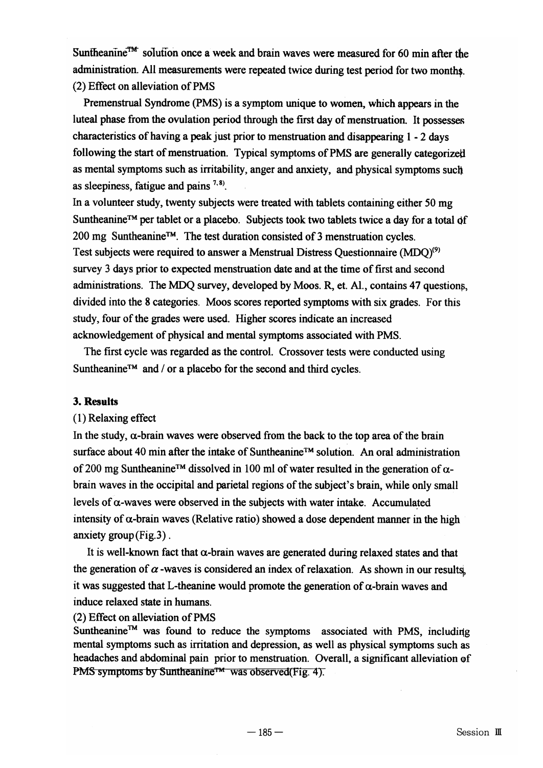Suntheanine™ solution once a week and brain waves were measured for 60 min after the administration. All measurements were repeated twice during test period for two months.

(2) Effect on alleviation of PMS

Premenstrual Syndrome (PMS) is a symptom unique to women, which appears in the luteal phase from the ovulation period through the first day of menstruation. It possesses characteristics of having a peak just prior to menstruation and disappearing 1 - 2 days following the start of menstruation. Typical symptoms of PMS are generally categorized as mental symptoms such as irritability, anger and anxiety, and physical symptoms such as sleepiness, fatigue and pains [7, 8].

In a volunteer study, twenty subjects were treated with tablets containing either 50 mg Suntheanine™ per tablet or a placebo. Subjects took two tablets twice a day for a total of 200 mg Suntheanine™. The test duration consisted of 3 menstruation cycles. Test subjects were required to answer a Menstrual Distress Questionnaire (MDQ)[(9)] survey 3 days prior to expected menstruation date and at the time of first and second administrations. The MDQ survey, developed by Moos. R, et. Al., contains 47 questions, divided into the 8 categories. Moos scores reported symptoms with six grades. For this study, four of the grades were used. Higher scores indicate an increased acknowledgement of physical and mental symptoms associated with PMS.

The first cycle was regarded as the control. Crossover tests were conducted using Suntheanine™ and / or a placebo for the second and third cycles.

## 3. Results

(1) Relaxing effect

In the study, α-brain waves were observed from the back to the top area of the brain surface about 40 min after the intake of Suntheanine™ solution. An oral administration of 200 mg Suntheanine™ dissolved in 100 ml of water resulted in the generation of α-brain waves in the occipital and parietal regions of the subject's brain, while only small levels of α-waves were observed in the subjects with water intake. Accumulated intensity of α-brain waves (Relative ratio) showed a dose dependent manner in the high anxiety group (Fig.3).

It is well-known fact that α-brain waves are generated during relaxed states and that the generation of $\alpha$-waves is considered an index of relaxation. As shown in our results, it was suggested that L-theanine would promote the generation of α-brain waves and induce relaxed state in humans.

(2) Effect on alleviation of PMS

Suntheanine™ was found to reduce the symptoms associated with PMS, including mental symptoms such as irritation and depression, as well as physical symptoms such as headaches and abdominal pain prior to menstruation. Overall, a significant alleviation of PMS symptoms by Suntheanine™ was observed (Fig. 4).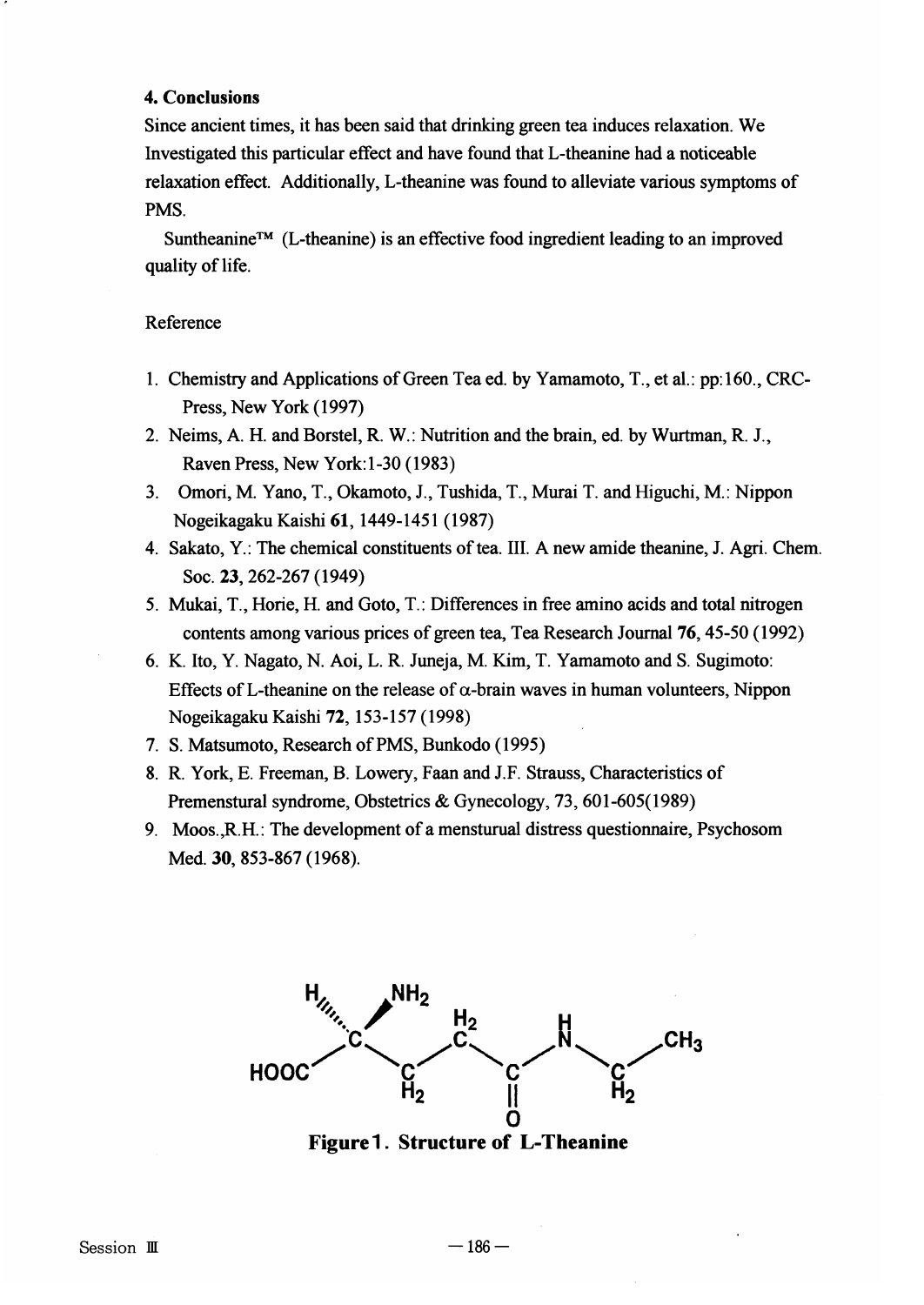### 4. Conclusions

Since ancient times, it has been said that drinking green tea induces relaxation. We Investigated this particular effect and have found that L-theanine had a noticeable relaxation effect. Additionally, L-theanine was found to alleviate various symptoms of PMS.

Suntheanine™ (L-theanine) is an effective food ingredient leading to an improved quality of life.

Reference

1. Chemistry and Applications of Green Tea ed. by Yamamoto, T., et al.: pp:160., CRC-Press, New York (1997)
2. Neims, A. H. and Borstel, R. W.: Nutrition and the brain, ed. by Wurtman, R. J., Raven Press, New York:1-30 (1983)
3. Omori, M. Yano, T., Okamoto, J., Tushida, T., Murai T. and Higuchi, M.: Nippon Nogeikagaku Kaishi **61**, 1449-1451 (1987)
4. Sakato, Y.: The chemical constituents of tea. III. A new amide theanine, J. Agri. Chem. Soc. **23**, 262-267 (1949)
5. Mukai, T., Horie, H. and Goto, T.: Differences in free amino acids and total nitrogen contents among various prices of green tea, Tea Research Journal **76**, 45-50 (1992)
6. K. Ito, Y. Nagato, N. Aoi, L. R. Juneja, M. Kim, T. Yamamoto and S. Sugimoto: Effects of L-theanine on the release of $\alpha$-brain waves in human volunteers, Nippon Nogeikagaku Kaishi **72**, 153-157 (1998)
7. S. Matsumoto, Research of PMS, Bunkodo (1995)
8. R. York, E. Freeman, B. Lowery, Faan and J.F. Strauss, Characteristics of Premenstural syndrome, Obstetrics & Gynecology, 73, 601-605(1989)
9. Moos.,R.H.: The development of a mensturual distress questionnaire, Psychosom Med. **30**, 853-867 (1968).

$HOOC-CH(NH_2)-CH_2-CH_2-C(=O)-NH-CH_2-CH_3$

**Figure1. Structure of L-Theanine**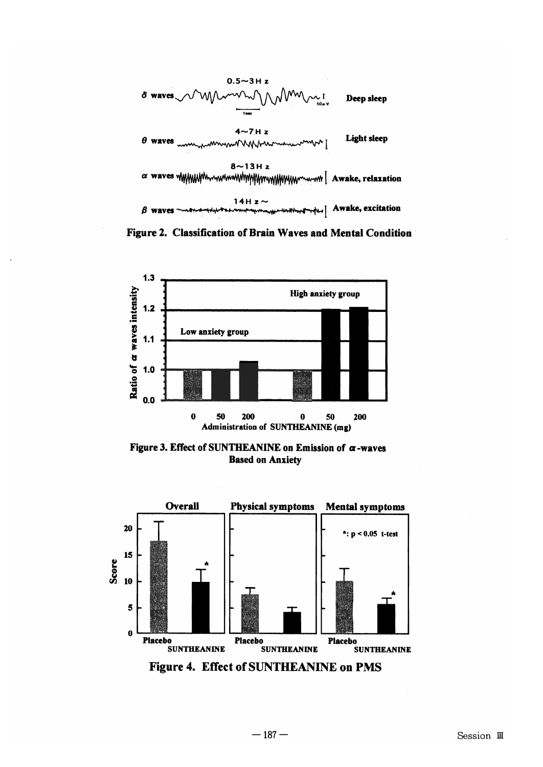0.5~3Hz

δ waves

50μV

1sec

Deep sleep

4~7Hz

θ waves

Light sleep

8~13Hz

α waves

Awake, relaxation

14Hz~

β waves

Awake, excitation

**Figure 2. Classification of Brain Waves and Mental Condition**

Ratio of α waves intensity

1.3

1.2

1.1

1.0

0.0

High anxiety group

Low anxiety group

0 50 200 0 50 200

Administration of SUNTHEANINE (mg)

**Figure 3. Effect of SUNTHEANINE on Emission of α-waves Based on Anxiety**

Overall

Physical symptoms

Mental symptoms

Score

20

15

10

5

0

*: $p < 0.05$ t-test

*

*

Placebo SUNTHEANINE

Placebo SUNTHEANINE

Placebo SUNTHEANINE

**Figure 4. Effect of SUNTHEANINE on PMS**